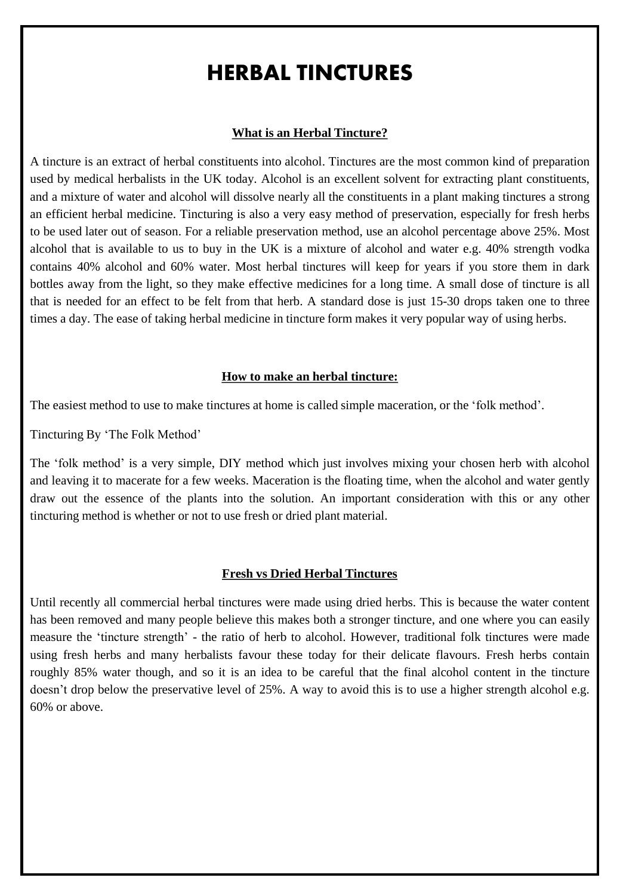# HERBAL TINCTURES

## What is an Herbal Tincture?

A tincture is an extract of herbal constituents into alcohol. Tinctures are the most common kind of preparation used by medical herbalists in the UK today. Alcohol is an excellent solvent for extracting plant constituents, and a mixture of water and alcohol will dissolve nearly all the constituents in a plant making tinctures a strong an efficient herbal medicine. Tincturing is also a very easy method of preservation, especially for fresh herbs to be used later out of season. For a reliable preservation method, use an alcohol percentage above 25%. Most alcohol that is available to us to buy in the UK is a mixture of alcohol and water e.g. 40% strength vodka contains 40% alcohol and 60% water. Most herbal tinctures will keep for years if you store them in dark bottles away from the light, so they make effective medicines for a long time. A small dose of tincture is all that is needed for an effect to be felt from that herb. A standard dose is just 15-30 drops taken one to three times a day. The ease of taking herbal medicine in tincture form makes it very popular way of using herbs.

## How to make an herbal tincture:

The easiest method to use to make tinctures at home is called simple maceration, or the 'folk method'.

Tincturing By 'The Folk Method'

The 'folk method' is a very simple, DIY method which just involves mixing your chosen herb with alcohol and leaving it to macerate for a few weeks. Maceration is the floating time, when the alcohol and water gently draw out the essence of the plants into the solution. An important consideration with this or any other tincturing method is whether or not to use fresh or dried plant material.

## Fresh vs Dried Herbal Tinctures

Until recently all commercial herbal tinctures were made using dried herbs. This is because the water content has been removed and many people believe this makes both a stronger tincture, and one where you can easily measure the 'tincture strength' - the ratio of herb to alcohol. However, traditional folk tinctures were made using fresh herbs and many herbalists favour these today for their delicate flavours. Fresh herbs contain roughly 85% water though, and so it is an idea to be careful that the final alcohol content in the tincture doesn't drop below the preservative level of 25%. A way to avoid this is to use a higher strength alcohol e.g. 60% or above.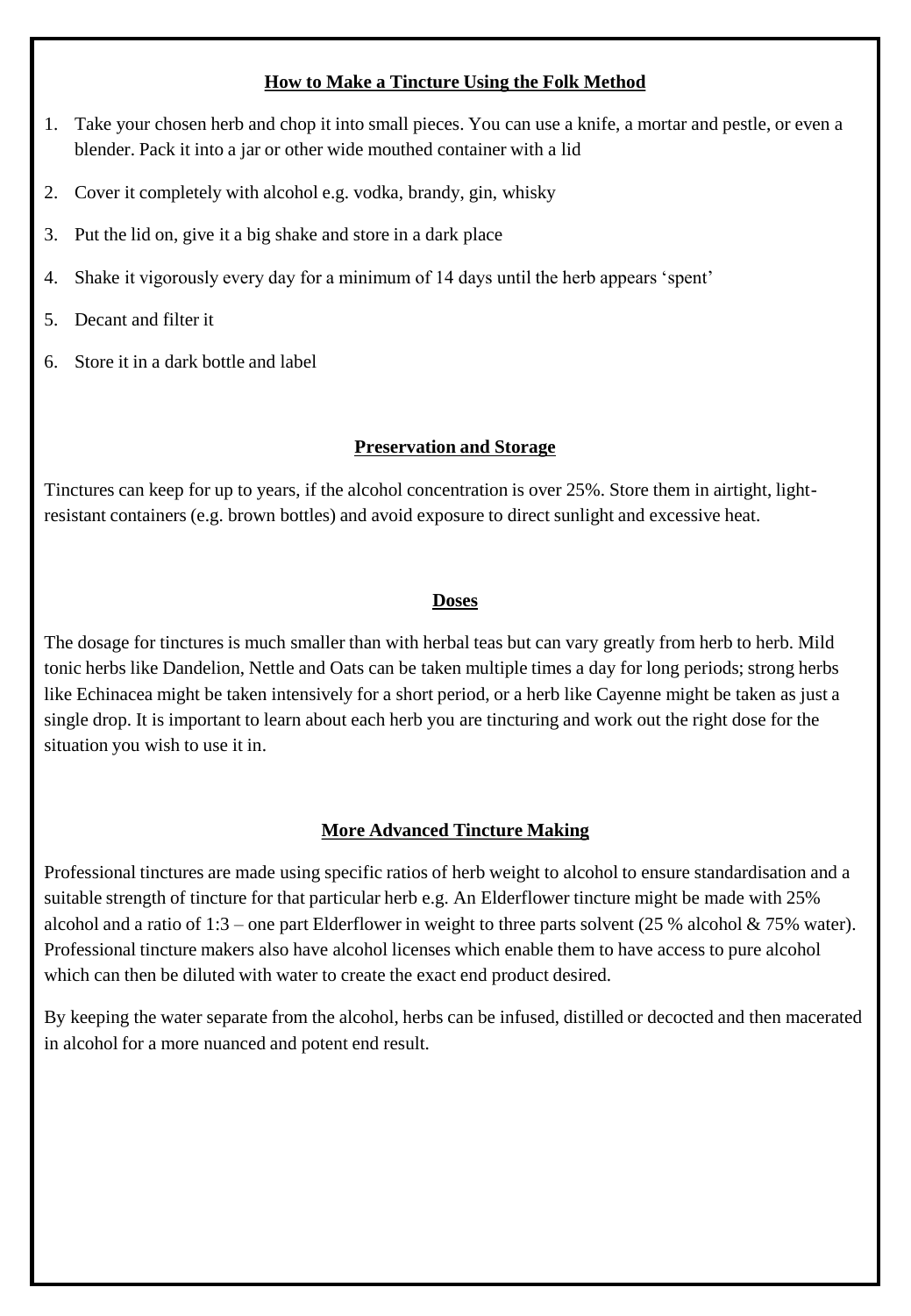## How to Make a Tincture Using the Folk Method

1. Take your chosen herb and chop it into small pieces. You can use a knife, a mortar and pestle, or even a blender. Pack it into a jar or other wide mouthed container with a lid
2. Cover it completely with alcohol e.g. vodka, brandy, gin, whisky
3. Put the lid on, give it a big shake and store in a dark place
4. Shake it vigorously every day for a minimum of 14 days until the herb appears 'spent'
5. Decant and filter it
6. Store it in a dark bottle and label

## Preservation and Storage

Tinctures can keep for up to years, if the alcohol concentration is over 25%. Store them in airtight, light-resistant containers (e.g. brown bottles) and avoid exposure to direct sunlight and excessive heat.

## Doses

The dosage for tinctures is much smaller than with herbal teas but can vary greatly from herb to herb. Mild tonic herbs like Dandelion, Nettle and Oats can be taken multiple times a day for long periods; strong herbs like Echinacea might be taken intensively for a short period, or a herb like Cayenne might be taken as just a single drop. It is important to learn about each herb you are tincturing and work out the right dose for the situation you wish to use it in.

## More Advanced Tincture Making

Professional tinctures are made using specific ratios of herb weight to alcohol to ensure standardisation and a suitable strength of tincture for that particular herb e.g. An Elderflower tincture might be made with 25% alcohol and a ratio of 1:3 – one part Elderflower in weight to three parts solvent (25 % alcohol & 75% water). Professional tincture makers also have alcohol licenses which enable them to have access to pure alcohol which can then be diluted with water to create the exact end product desired.

By keeping the water separate from the alcohol, herbs can be infused, distilled or decocted and then macerated in alcohol for a more nuanced and potent end result.